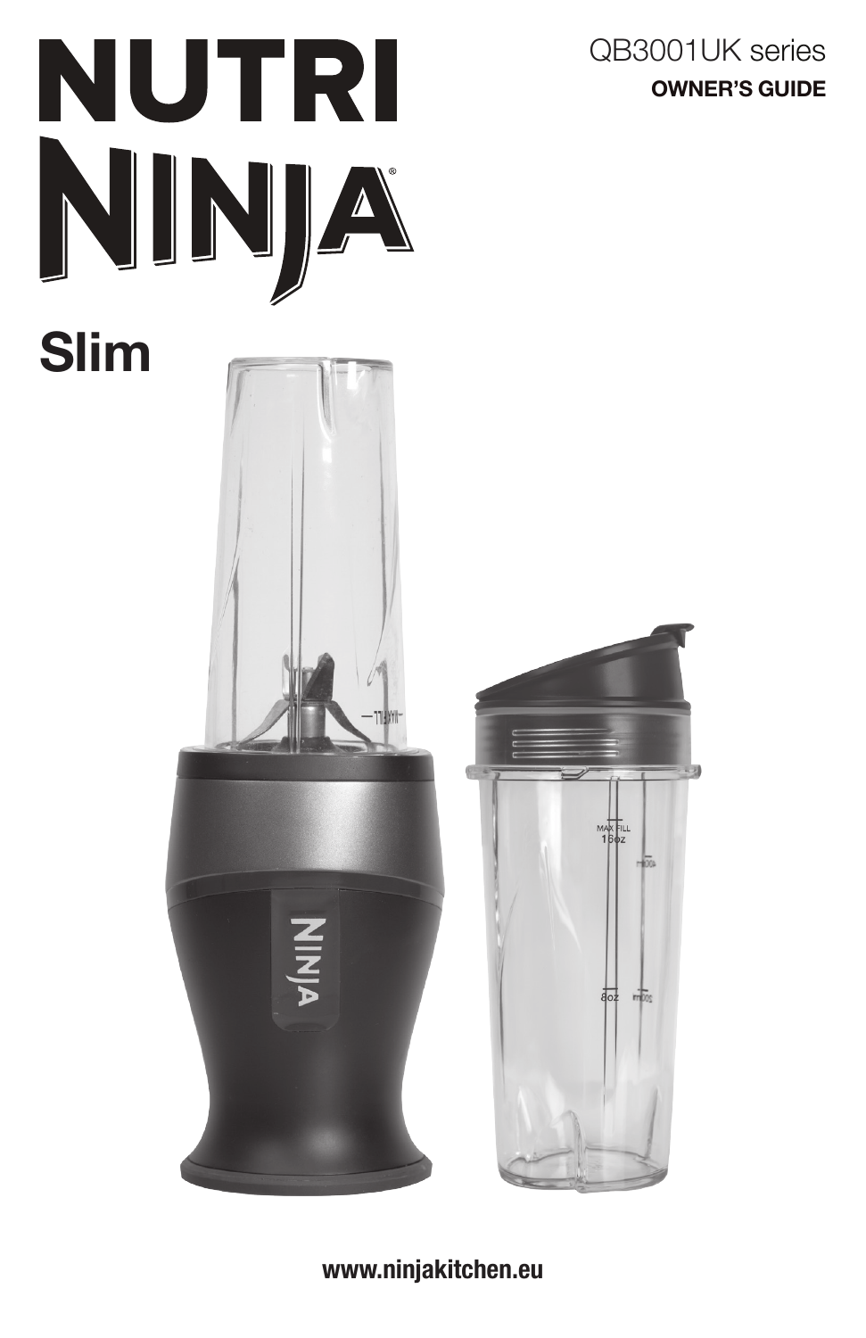# NUTRI NINJA®

QB3001UK series

**OWNER'S GUIDE**

## Slim

**www.ninjakitchen.eu**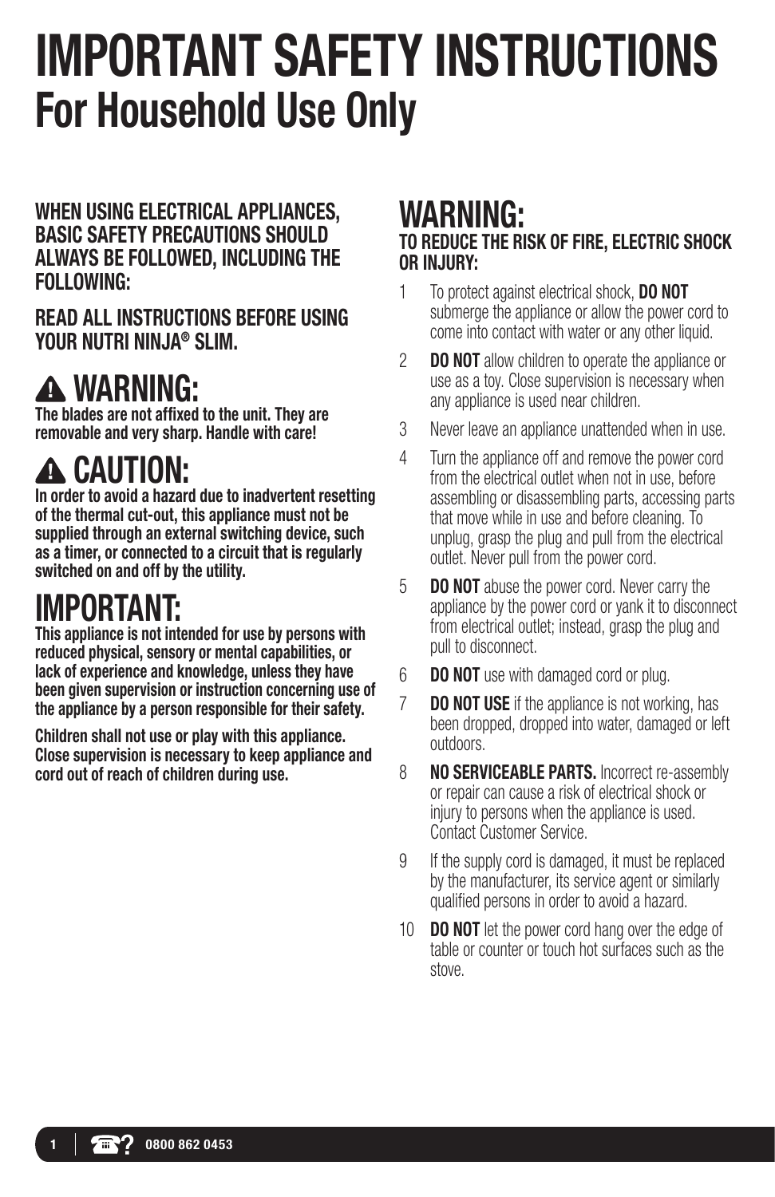# IMPORTANT SAFETY INSTRUCTIONS
## For Household Use Only

**WHEN USING ELECTRICAL APPLIANCES, BASIC SAFETY PRECAUTIONS SHOULD ALWAYS BE FOLLOWED, INCLUDING THE FOLLOWING:**

**READ ALL INSTRUCTIONS BEFORE USING YOUR NUTRI NINJA® SLIM.**

## ⚠ WARNING:

**The blades are not affixed to the unit. They are removable and very sharp. Handle with care!**

## ⚠ CAUTION:

**In order to avoid a hazard due to inadvertent resetting of the thermal cut-out, this appliance must not be supplied through an external switching device, such as a timer, or connected to a circuit that is regularly switched on and off by the utility.**

## IMPORTANT:

**This appliance is not intended for use by persons with reduced physical, sensory or mental capabilities, or lack of experience and knowledge, unless they have been given supervision or instruction concerning use of the appliance by a person responsible for their safety.**

**Children shall not use or play with this appliance. Close supervision is necessary to keep appliance and cord out of reach of children during use.**

## WARNING:

**TO REDUCE THE RISK OF FIRE, ELECTRIC SHOCK OR INJURY:**

1. To protect against electrical shock, **DO NOT** submerge the appliance or allow the power cord to come into contact with water or any other liquid.
2. **DO NOT** allow children to operate the appliance or use as a toy. Close supervision is necessary when any appliance is used near children.
3. Never leave an appliance unattended when in use.
4. Turn the appliance off and remove the power cord from the electrical outlet when not in use, before assembling or disassembling parts, accessing parts that move while in use and before cleaning. To unplug, grasp the plug and pull from the electrical outlet. Never pull from the power cord.
5. **DO NOT** abuse the power cord. Never carry the appliance by the power cord or yank it to disconnect from electrical outlet; instead, grasp the plug and pull to disconnect.
6. **DO NOT** use with damaged cord or plug.
7. **DO NOT USE** if the appliance is not working, has been dropped, dropped into water, damaged or left outdoors.
8. **NO SERVICEABLE PARTS.** Incorrect re-assembly or repair can cause a risk of electrical shock or injury to persons when the appliance is used. Contact Customer Service.
9. If the supply cord is damaged, it must be replaced by the manufacturer, its service agent or similarly qualified persons in order to avoid a hazard.
10. **DO NOT** let the power cord hang over the edge of table or counter or touch hot surfaces such as the stove.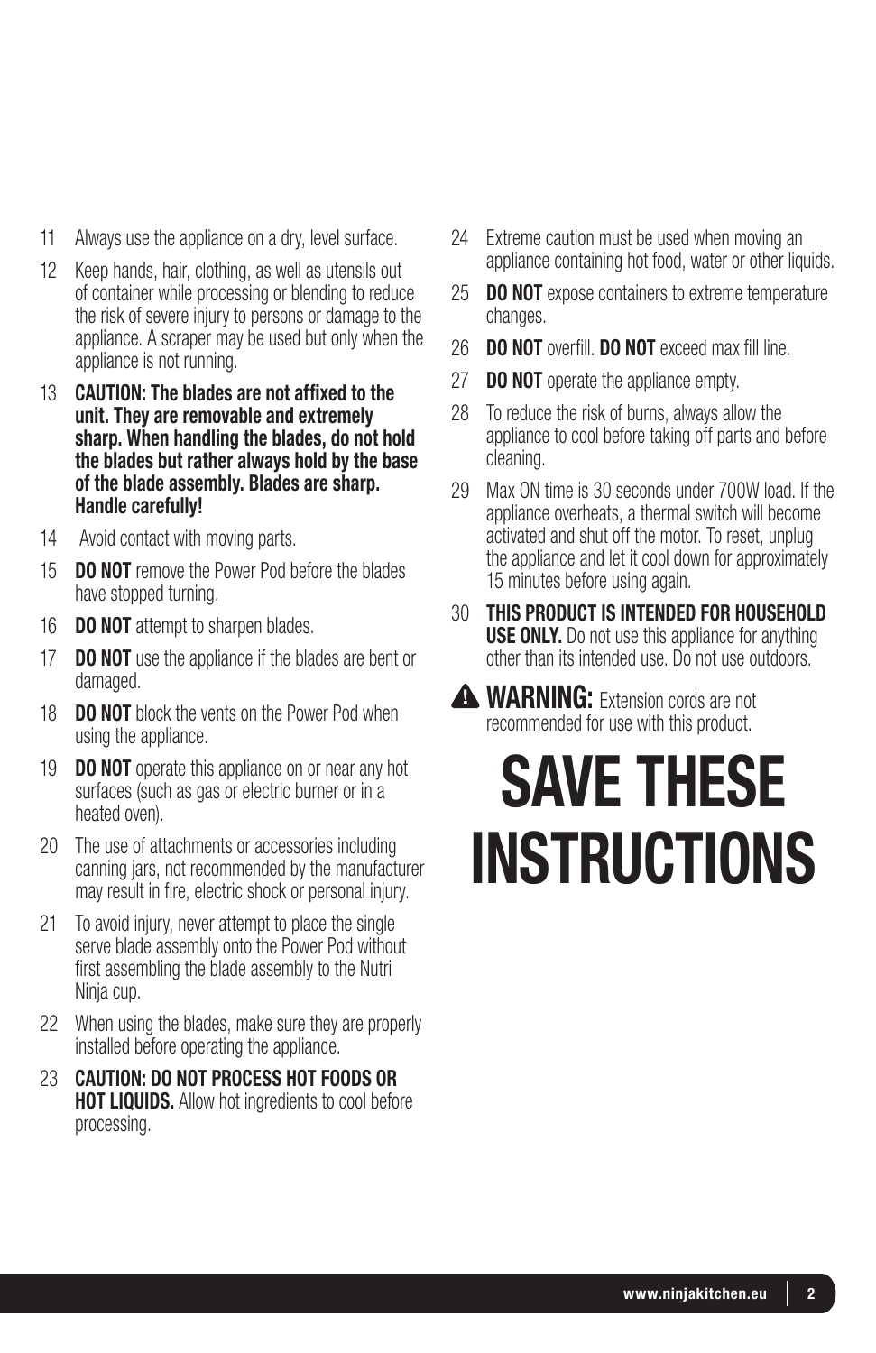11 Always use the appliance on a dry, level surface.

12 Keep hands, hair, clothing, as well as utensils out of container while processing or blending to reduce the risk of severe injury to persons or damage to the appliance. A scraper may be used but only when the appliance is not running.

13 **CAUTION: The blades are not affixed to the unit. They are removable and extremely sharp. When handling the blades, do not hold the blades but rather always hold by the base of the blade assembly. Blades are sharp. Handle carefully!**

14 Avoid contact with moving parts.

15 **DO NOT** remove the Power Pod before the blades have stopped turning.

16 **DO NOT** attempt to sharpen blades.

17 **DO NOT** use the appliance if the blades are bent or damaged.

18 **DO NOT** block the vents on the Power Pod when using the appliance.

19 **DO NOT** operate this appliance on or near any hot surfaces (such as gas or electric burner or in a heated oven).

20 The use of attachments or accessories including canning jars, not recommended by the manufacturer may result in fire, electric shock or personal injury.

21 To avoid injury, never attempt to place the single serve blade assembly onto the Power Pod without first assembling the blade assembly to the Nutri Ninja cup.

22 When using the blades, make sure they are properly installed before operating the appliance.

23 **CAUTION: DO NOT PROCESS HOT FOODS OR HOT LIQUIDS.** Allow hot ingredients to cool before processing.

24 Extreme caution must be used when moving an appliance containing hot food, water or other liquids.

25 **DO NOT** expose containers to extreme temperature changes.

26 **DO NOT** overfill. **DO NOT** exceed max fill line.

27 **DO NOT** operate the appliance empty.

28 To reduce the risk of burns, always allow the appliance to cool before taking off parts and before cleaning.

29 Max ON time is 30 seconds under 700W load. If the appliance overheats, a thermal switch will become activated and shut off the motor. To reset, unplug the appliance and let it cool down for approximately 15 minutes before using again.

30 **THIS PRODUCT IS INTENDED FOR HOUSEHOLD USE ONLY.** Do not use this appliance for anything other than its intended use. Do not use outdoors.

**⚠ WARNING:** Extension cords are not recommended for use with this product.

# SAVE THESE INSTRUCTIONS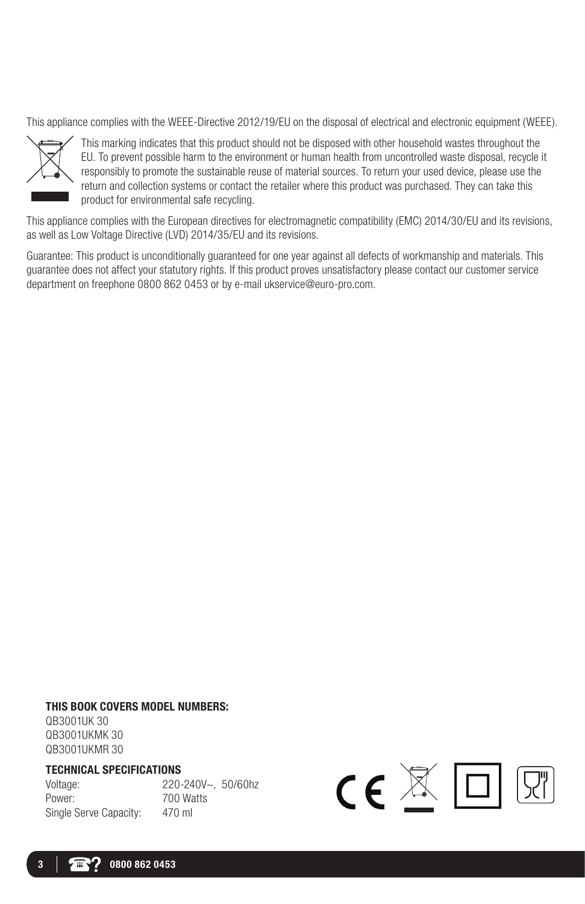This appliance complies with the WEEE-Directive 2012/19/EU on the disposal of electrical and electronic equipment (WEEE).

This marking indicates that this product should not be disposed with other household wastes throughout the EU. To prevent possible harm to the environment or human health from uncontrolled waste disposal, recycle it responsibly to promote the sustainable reuse of material sources. To return your used device, please use the return and collection systems or contact the retailer where this product was purchased. They can take this product for environmental safe recycling.

This appliance complies with the European directives for electromagnetic compatibility (EMC) 2014/30/EU and its revisions, as well as Low Voltage Directive (LVD) 2014/35/EU and its revisions.

Guarantee: This product is unconditionally guaranteed for one year against all defects of workmanship and materials. This guarantee does not affect your statutory rights. If this product proves unsatisfactory please contact our customer service department on freephone 0800 862 0453 or by e-mail ukservice@euro-pro.com.

**THIS BOOK COVERS MODEL NUMBERS:**

QB3001UK 30
QB3001UKMK 30
QB3001UKMR 30

**TECHNICAL SPECIFICATIONS**

| | |
|---|---|
| Voltage: | 220-240V~, 50/60hz |
| Power: | 700 Watts |
| Single Serve Capacity: | 470 ml |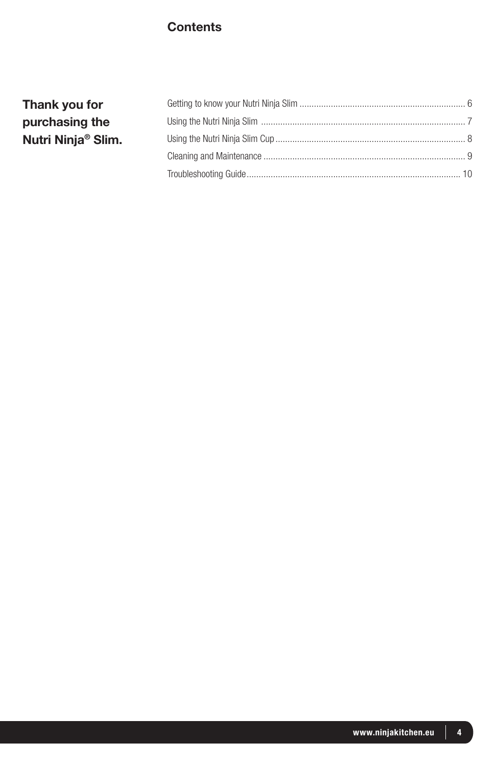## Contents

**Thank you for purchasing the Nutri Ninja® Slim.**

Getting to know your Nutri Ninja Slim .................................................................... 6
Using the Nutri Ninja Slim ..................................................................................... 7
Using the Nutri Ninja Slim Cup .............................................................................. 8
Cleaning and Maintenance .................................................................................... 9
Troubleshooting Guide......................................................................................... 10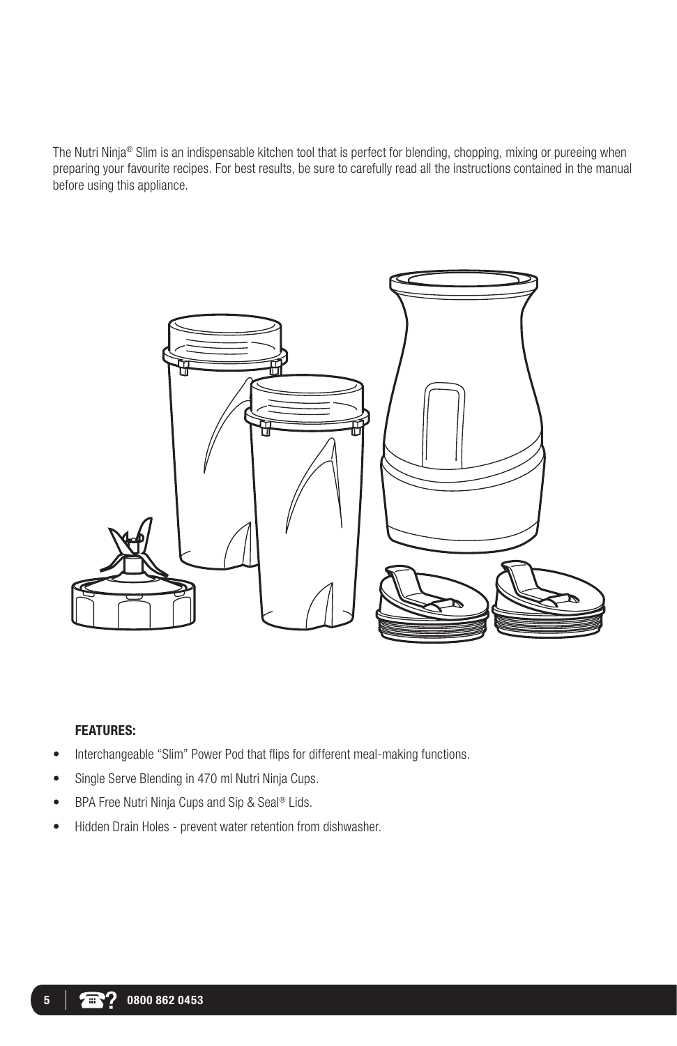The Nutri Ninja® Slim is an indispensable kitchen tool that is perfect for blending, chopping, mixing or pureeing when preparing your favourite recipes. For best results, be sure to carefully read all the instructions contained in the manual before using this appliance.

**FEATURES:**

- Interchangeable "Slim" Power Pod that flips for different meal-making functions.
- Single Serve Blending in 470 ml Nutri Ninja Cups.
- BPA Free Nutri Ninja Cups and Sip & Seal® Lids.
- Hidden Drain Holes - prevent water retention from dishwasher.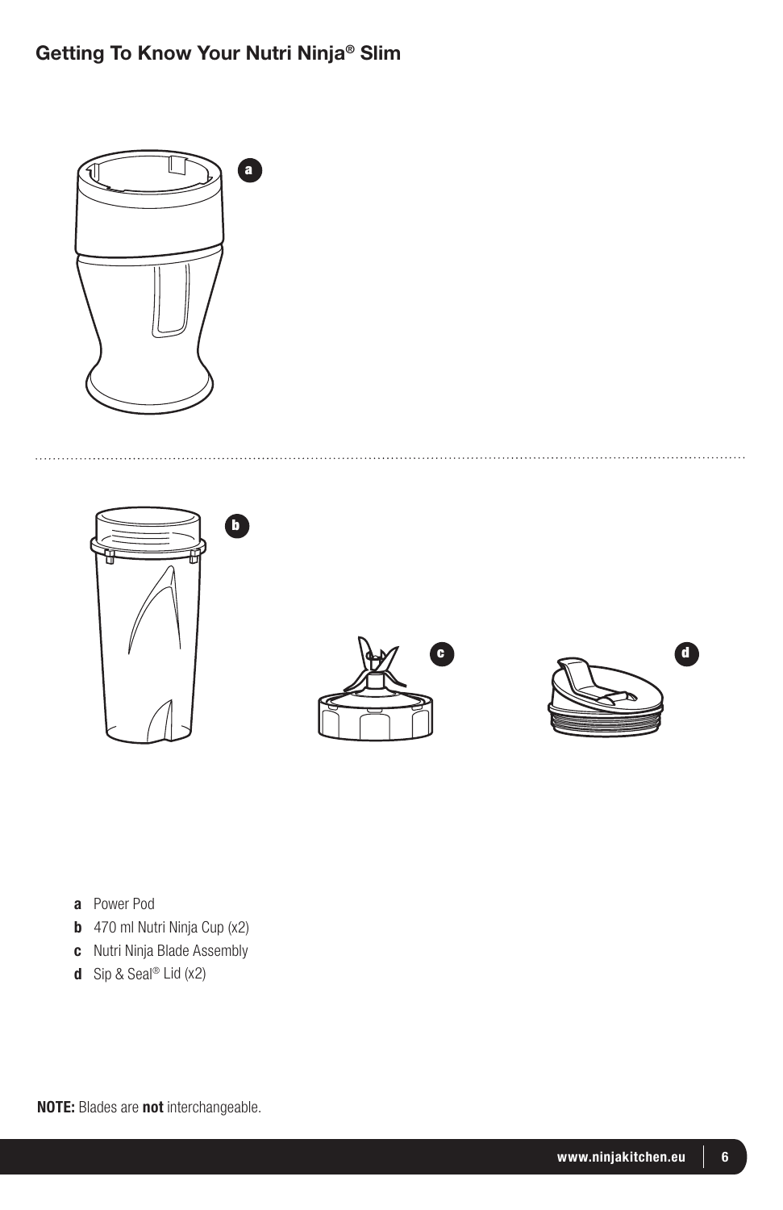## Getting To Know Your Nutri Ninja® Slim

- **a** Power Pod
- **b** 470 ml Nutri Ninja Cup (x2)
- **c** Nutri Ninja Blade Assembly
- **d** Sip & Seal® Lid (x2)

**NOTE:** Blades are **not** interchangeable.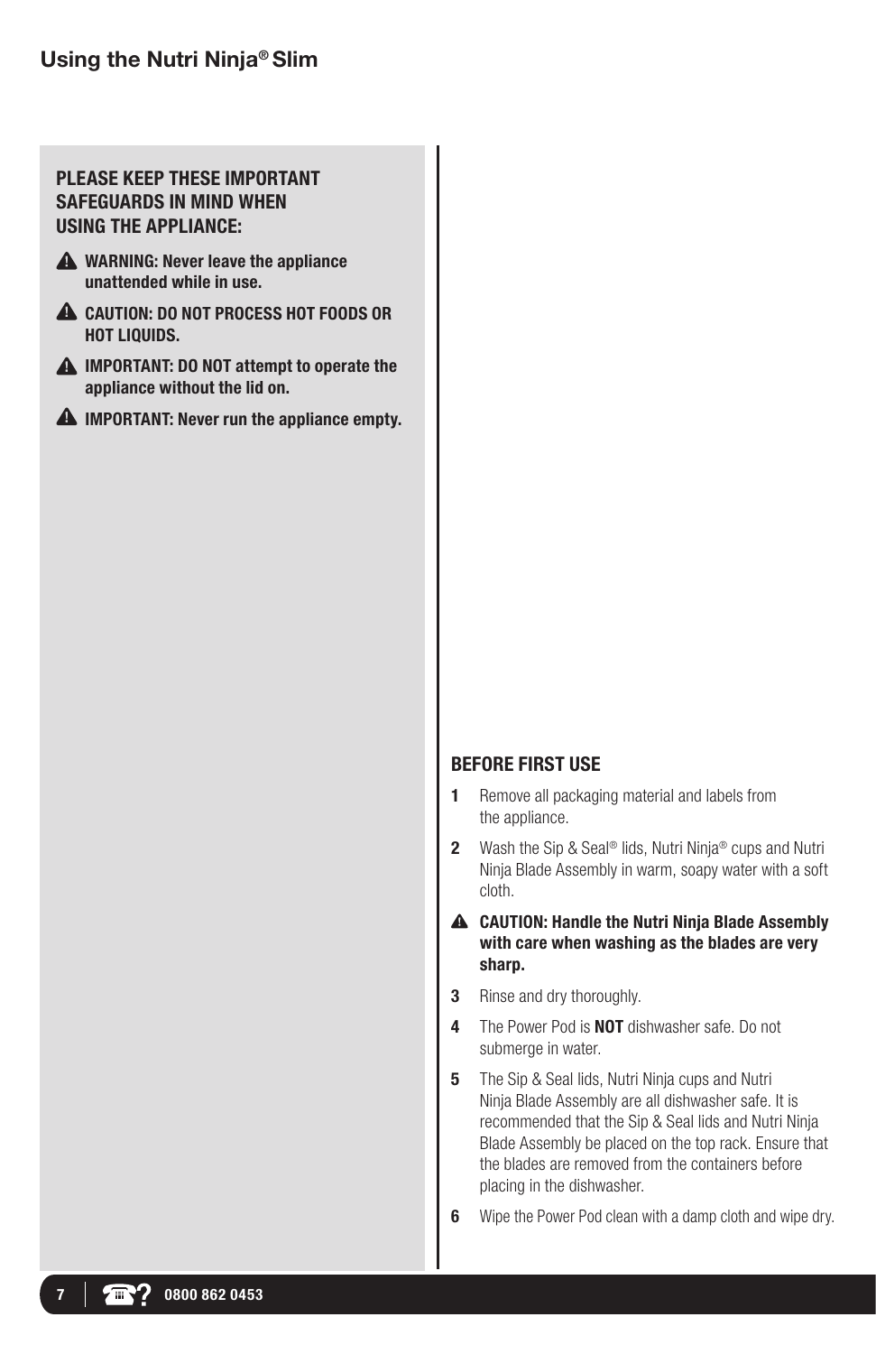## Using the Nutri Ninja® Slim

**PLEASE KEEP THESE IMPORTANT SAFEGUARDS IN MIND WHEN USING THE APPLIANCE:**

⚠ **WARNING: Never leave the appliance unattended while in use.**

⚠ **CAUTION: DO NOT PROCESS HOT FOODS OR HOT LIQUIDS.**

⚠ **IMPORTANT: DO NOT attempt to operate the appliance without the lid on.**

⚠ **IMPORTANT: Never run the appliance empty.**

### BEFORE FIRST USE

1. Remove all packaging material and labels from the appliance.
2. Wash the Sip & Seal® lids, Nutri Ninja® cups and Nutri Ninja Blade Assembly in warm, soapy water with a soft cloth.

⚠ **CAUTION: Handle the Nutri Ninja Blade Assembly with care when washing as the blades are very sharp.**

3. Rinse and dry thoroughly.
4. The Power Pod is **NOT** dishwasher safe. Do not submerge in water.
5. The Sip & Seal lids, Nutri Ninja cups and Nutri Ninja Blade Assembly are all dishwasher safe. It is recommended that the Sip & Seal lids and Nutri Ninja Blade Assembly be placed on the top rack. Ensure that the blades are removed from the containers before placing in the dishwasher.
6. Wipe the Power Pod clean with a damp cloth and wipe dry.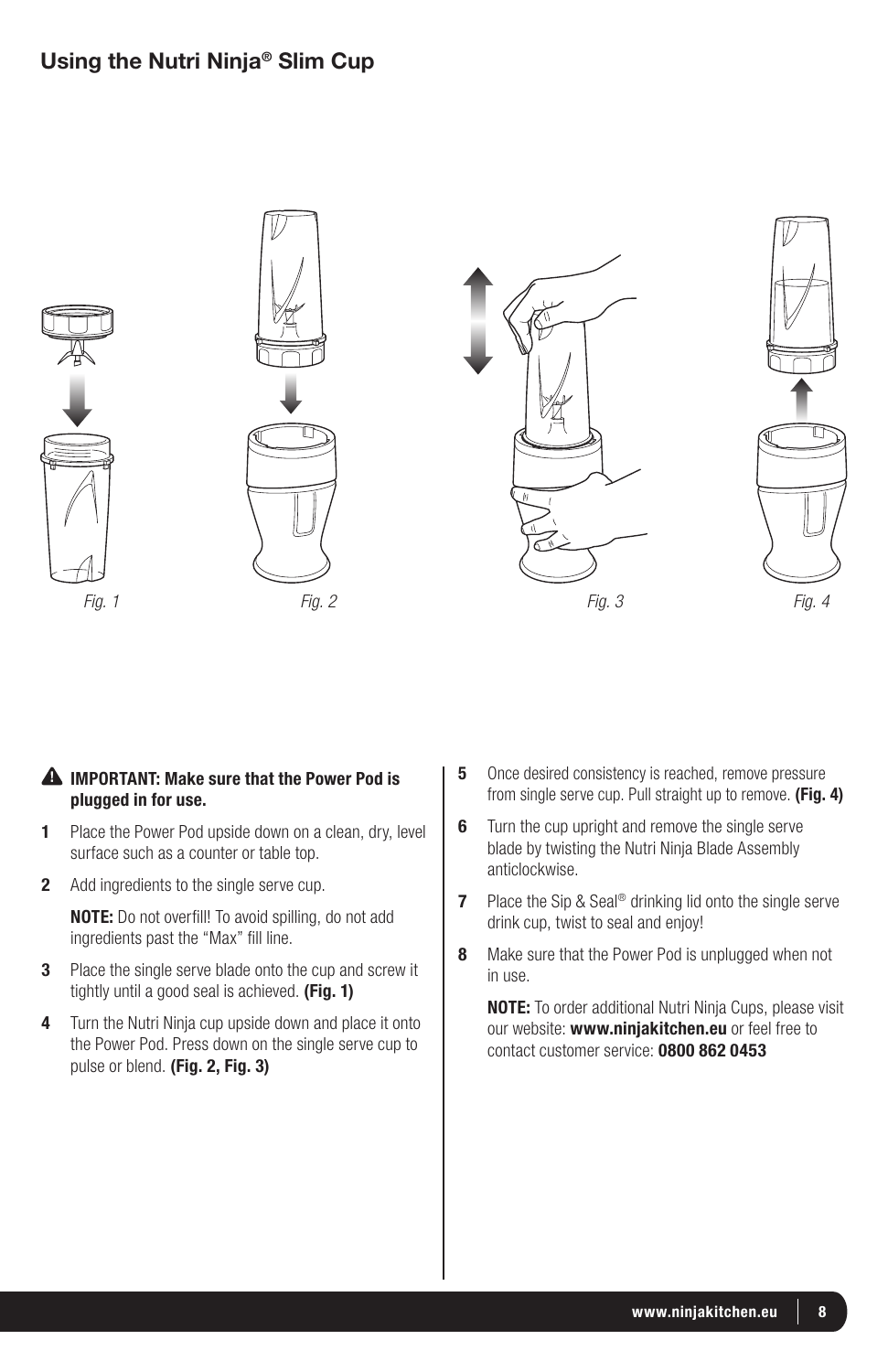## Using the Nutri Ninja® Slim Cup

*Fig. 1* *Fig. 2* *Fig. 3* *Fig. 4*

⚠ **IMPORTANT: Make sure that the Power Pod is plugged in for use.**

**1** Place the Power Pod upside down on a clean, dry, level surface such as a counter or table top.

**2** Add ingredients to the single serve cup.

**NOTE:** Do not overfill! To avoid spilling, do not add ingredients past the "Max" fill line.

**3** Place the single serve blade onto the cup and screw it tightly until a good seal is achieved. **(Fig. 1)**

**4** Turn the Nutri Ninja cup upside down and place it onto the Power Pod. Press down on the single serve cup to pulse or blend. **(Fig. 2, Fig. 3)**

**5** Once desired consistency is reached, remove pressure from single serve cup. Pull straight up to remove. **(Fig. 4)**

**6** Turn the cup upright and remove the single serve blade by twisting the Nutri Ninja Blade Assembly anticlockwise.

**7** Place the Sip & Seal® drinking lid onto the single serve drink cup, twist to seal and enjoy!

**8** Make sure that the Power Pod is unplugged when not in use.

**NOTE:** To order additional Nutri Ninja Cups, please visit our website: **www.ninjakitchen.eu** or feel free to contact customer service: **0800 862 0453**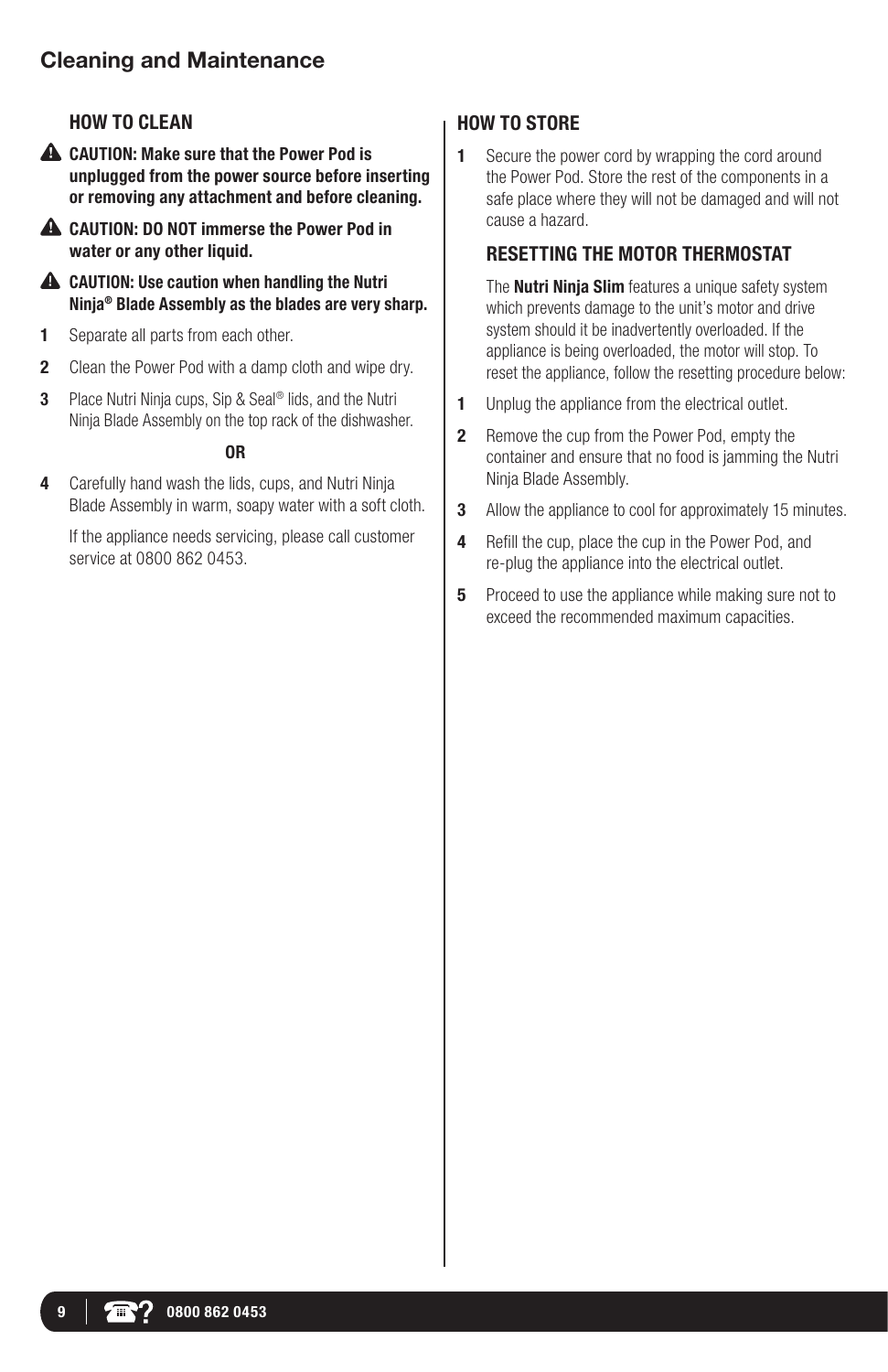## Cleaning and Maintenance

### HOW TO CLEAN

**⚠ CAUTION: Make sure that the Power Pod is unplugged from the power source before inserting or removing any attachment and before cleaning.**

**⚠ CAUTION: DO NOT immerse the Power Pod in water or any other liquid.**

**⚠ CAUTION: Use caution when handling the Nutri Ninja® Blade Assembly as the blades are very sharp.**

1. Separate all parts from each other.
2. Clean the Power Pod with a damp cloth and wipe dry.
3. Place Nutri Ninja cups, Sip & Seal® lids, and the Nutri Ninja Blade Assembly on the top rack of the dishwasher.

**OR**

4. Carefully hand wash the lids, cups, and Nutri Ninja Blade Assembly in warm, soapy water with a soft cloth.

   If the appliance needs servicing, please call customer service at 0800 862 0453.

### HOW TO STORE

1. Secure the power cord by wrapping the cord around the Power Pod. Store the rest of the components in a safe place where they will not be damaged and will not cause a hazard.

### RESETTING THE MOTOR THERMOSTAT

The **Nutri Ninja Slim** features a unique safety system which prevents damage to the unit's motor and drive system should it be inadvertently overloaded. If the appliance is being overloaded, the motor will stop. To reset the appliance, follow the resetting procedure below:

1. Unplug the appliance from the electrical outlet.
2. Remove the cup from the Power Pod, empty the container and ensure that no food is jamming the Nutri Ninja Blade Assembly.
3. Allow the appliance to cool for approximately 15 minutes.
4. Refill the cup, place the cup in the Power Pod, and re-plug the appliance into the electrical outlet.
5. Proceed to use the appliance while making sure not to exceed the recommended maximum capacities.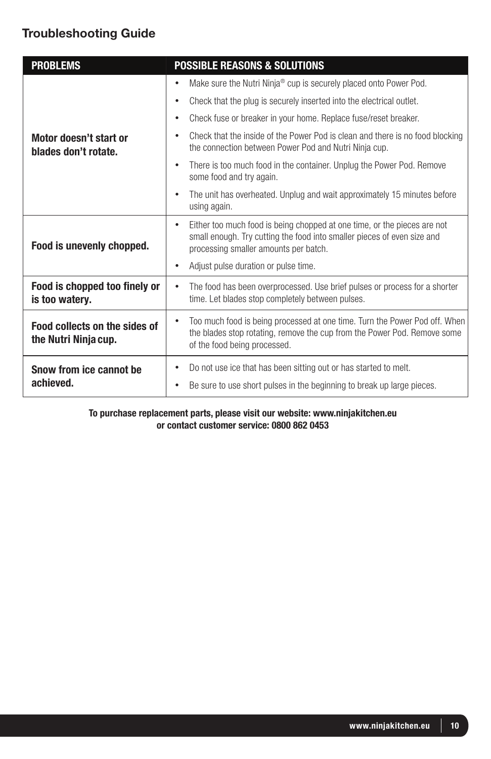## Troubleshooting Guide

| PROBLEMS | POSSIBLE REASONS & SOLUTIONS |
|---|---|
| **Motor doesn't start or blades don't rotate.** | • Make sure the Nutri Ninja® cup is securely placed onto Power Pod.<br>• Check that the plug is securely inserted into the electrical outlet.<br>• Check fuse or breaker in your home. Replace fuse/reset breaker.<br>• Check that the inside of the Power Pod is clean and there is no food blocking the connection between Power Pod and Nutri Ninja cup.<br>• There is too much food in the container. Unplug the Power Pod. Remove some food and try again.<br>• The unit has overheated. Unplug and wait approximately 15 minutes before using again. |
| **Food is unevenly chopped.** | • Either too much food is being chopped at one time, or the pieces are not small enough. Try cutting the food into smaller pieces of even size and processing smaller amounts per batch.<br>• Adjust pulse duration or pulse time. |
| **Food is chopped too finely or is too watery.** | • The food has been overprocessed. Use brief pulses or process for a shorter time. Let blades stop completely between pulses. |
| **Food collects on the sides of the Nutri Ninja cup.** | • Too much food is being processed at one time. Turn the Power Pod off. When the blades stop rotating, remove the cup from the Power Pod. Remove some of the food being processed. |
| **Snow from ice cannot be achieved.** | • Do not use ice that has been sitting out or has started to melt.<br>• Be sure to use short pulses in the beginning to break up large pieces. |

**To purchase replacement parts, please visit our website: www.ninjakitchen.eu or contact customer service: 0800 862 0453**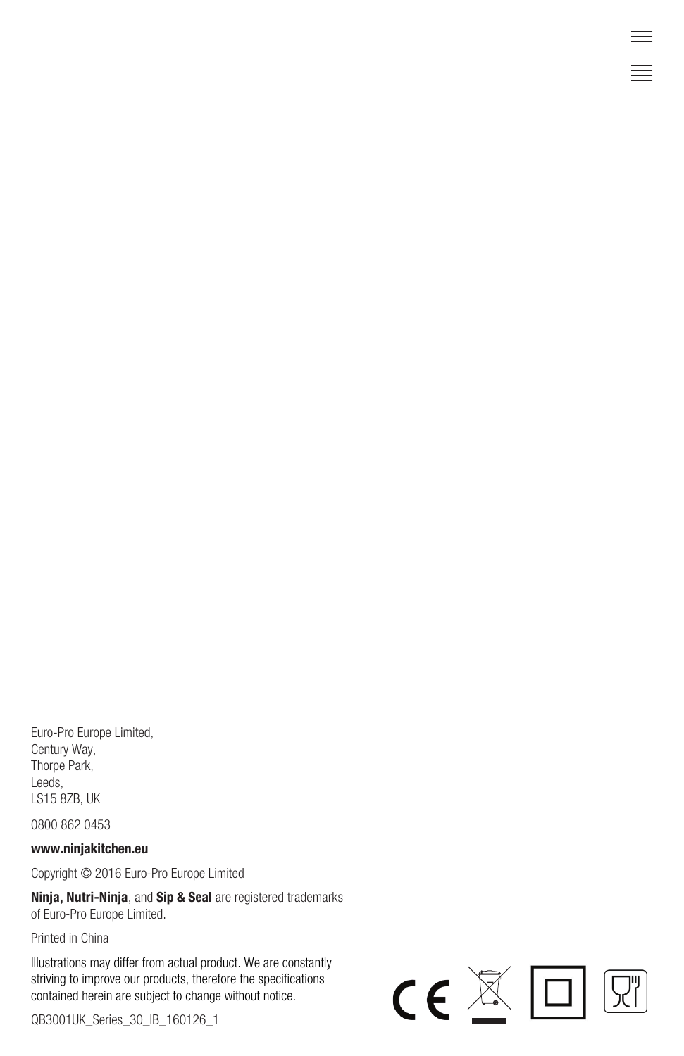Euro-Pro Europe Limited,
Century Way,
Thorpe Park,
Leeds,
LS15 8ZB, UK

0800 862 0453

**www.ninjakitchen.eu**

Copyright © 2016 Euro-Pro Europe Limited

**Ninja, Nutri-Ninja**, and **Sip & Seal** are registered trademarks of Euro-Pro Europe Limited.

Printed in China

Illustrations may differ from actual product. We are constantly striving to improve our products, therefore the specifications contained herein are subject to change without notice.

QB3001UK_Series_30_IB_160126_1